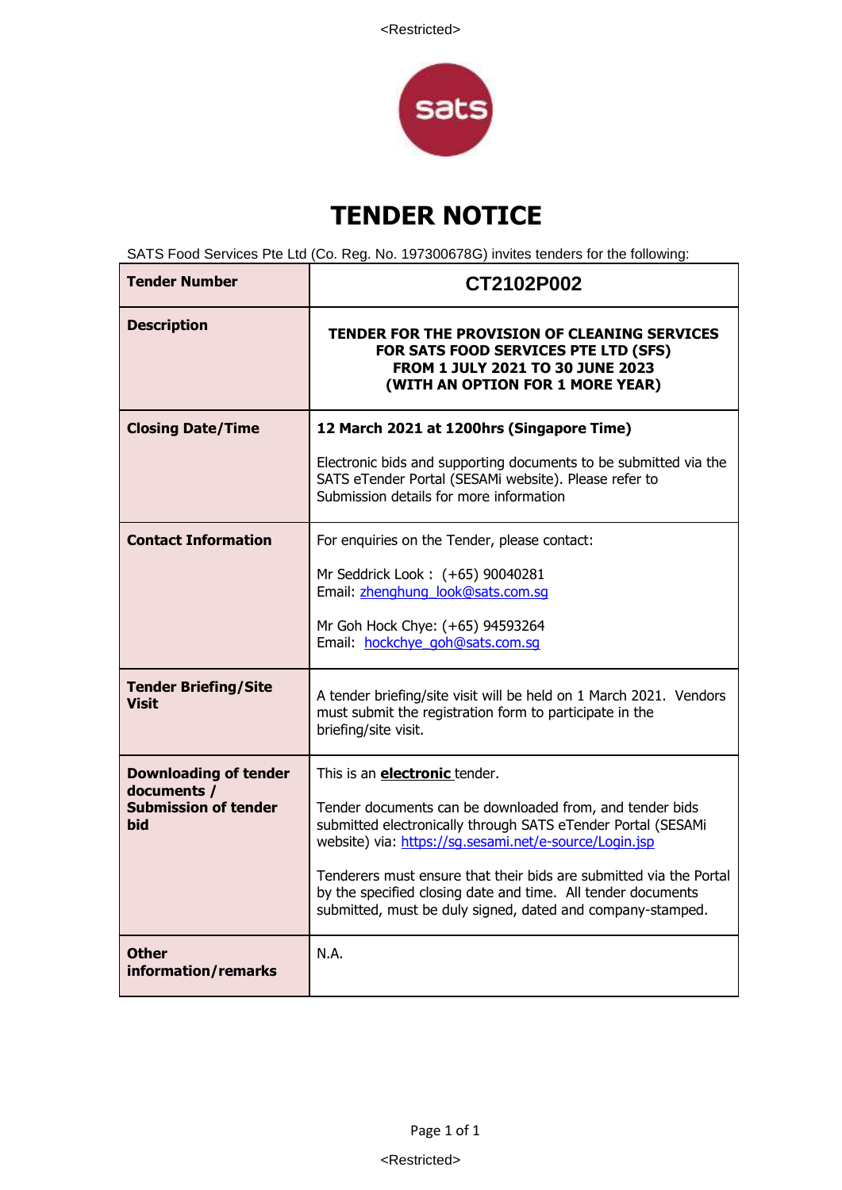<Restricted>

# TENDER NOTICE

SATS Food Services Pte Ltd (Co. Reg. No. 197300678G) invites tenders for the following:

| **Tender Number** | **CT2102P002** |
|---|---|
| **Description** | **TENDER FOR THE PROVISION OF CLEANING SERVICES FOR SATS FOOD SERVICES PTE LTD (SFS) FROM 1 JULY 2021 TO 30 JUNE 2023 (WITH AN OPTION FOR 1 MORE YEAR)** |
| **Closing Date/Time** | **12 March 2021 at 1200hrs (Singapore Time)**<br><br>Electronic bids and supporting documents to be submitted via the SATS eTender Portal (SESAMi website). Please refer to Submission details for more information |
| **Contact Information** | For enquiries on the Tender, please contact:<br><br>Mr Seddrick Look : (+65) 90040281<br>Email: zhenghung_look@sats.com.sg<br><br>Mr Goh Hock Chye: (+65) 94593264<br>Email: hockchye_goh@sats.com.sg |
| **Tender Briefing/Site Visit** | A tender briefing/site visit will be held on 1 March 2021. Vendors must submit the registration form to participate in the briefing/site visit. |
| **Downloading of tender documents / Submission of tender bid** | This is an **electronic** tender.<br><br>Tender documents can be downloaded from, and tender bids submitted electronically through SATS eTender Portal (SESAMi website) via: https://sg.sesami.net/e-source/Login.jsp<br><br>Tenderers must ensure that their bids are submitted via the Portal by the specified closing date and time. All tender documents submitted, must be duly signed, dated and company-stamped. |
| **Other information/remarks** | N.A. |

<Restricted>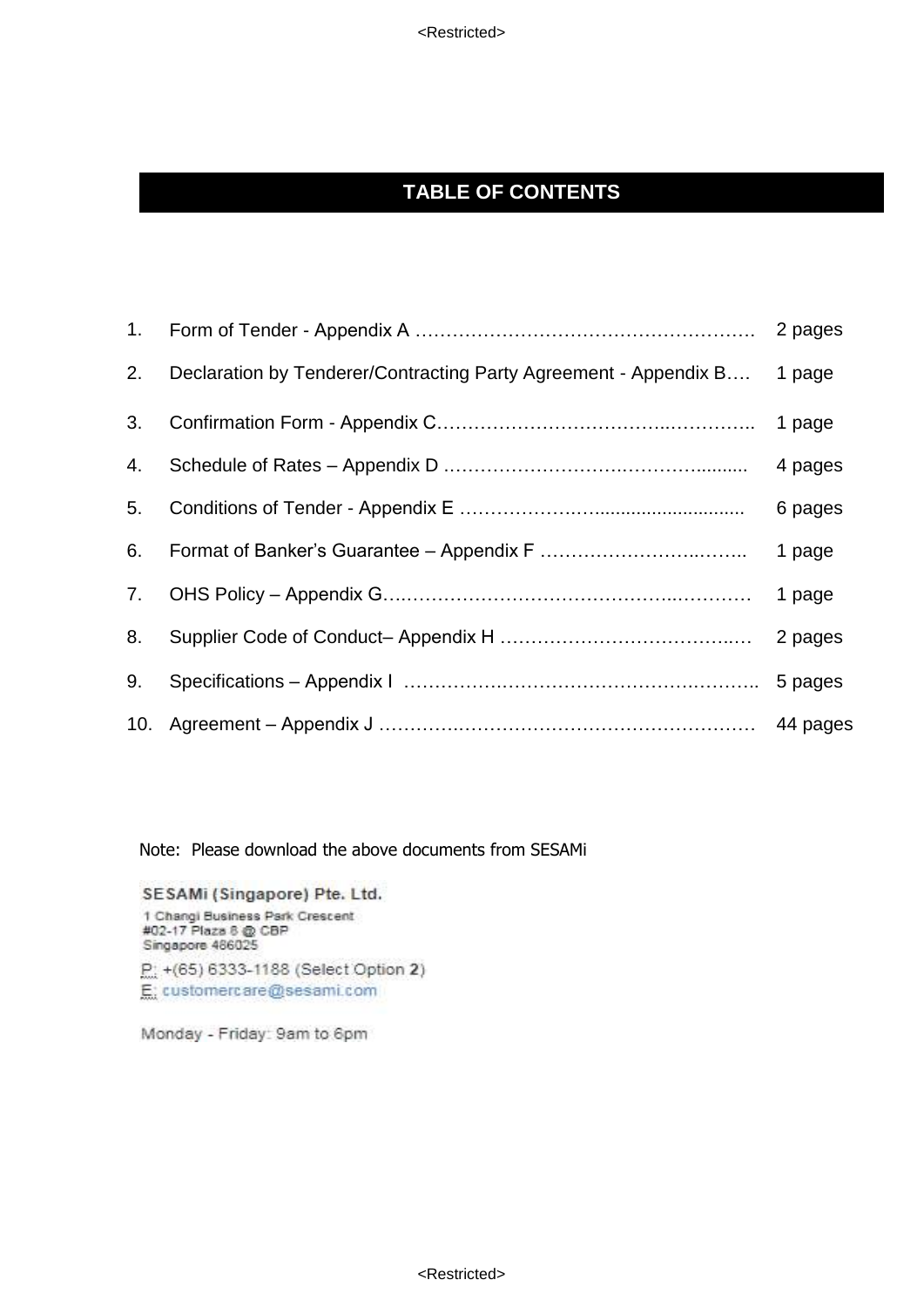# TABLE OF CONTENTS

| | | |
|---|---|---|
| 1. | Form of Tender - Appendix A ………………………………………………. | 2 pages |
| 2. | Declaration by Tenderer/Contracting Party Agreement - Appendix B…. | 1 page |
| 3. | Confirmation Form - Appendix C………………………………..………….. | 1 page |
| 4. | Schedule of Rates – Appendix D ………………………….………......... | 4 pages |
| 5. | Conditions of Tender - Appendix E ………………..…........................... | 6 pages |
| 6. | Format of Banker's Guarantee – Appendix F ……………………..…….. | 1 page |
| 7. | OHS Policy – Appendix G….…………………………………..………… | 1 page |
| 8. | Supplier Code of Conduct– Appendix H ……………………….……….… | 2 pages |
| 9. | Specifications – Appendix I …………….………………………….……….. | 5 pages |
| 10. | Agreement – Appendix J ………….…………………………………………… | 44 pages |

Note: Please download the above documents from SESAMi

**SESAMi (Singapore) Pte. Ltd.**
1 Changi Business Park Crescent
#02-17 Plaza 8 @ CBP
Singapore 486025

P: +(65) 6333-1188 (Select Option 2)
E: customercare@sesami.com

Monday - Friday: 9am to 6pm